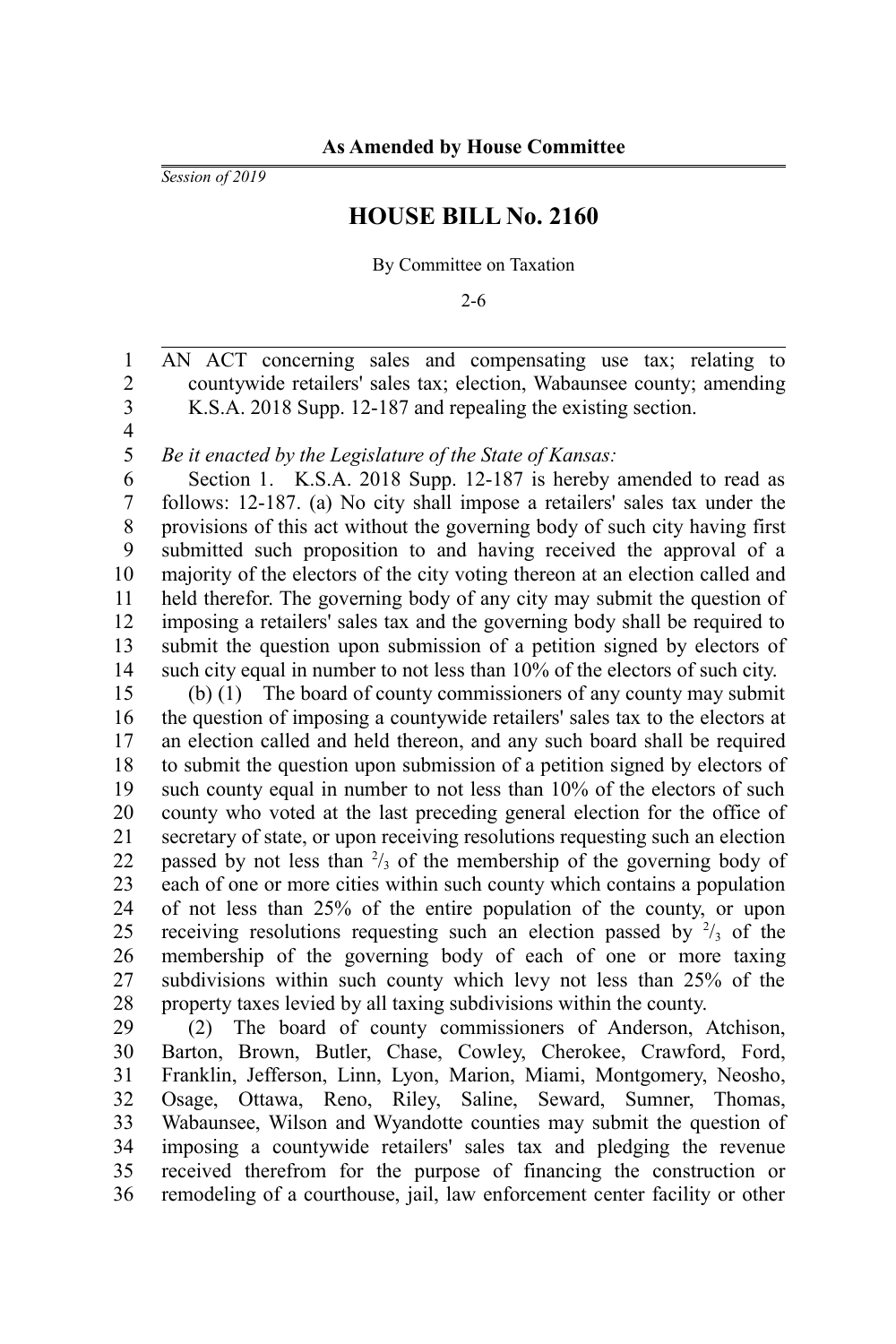**As Amended by House Committee**

*Session of 2019*

# HOUSE BILL No. 2160

By Committee on Taxation

2-6

AN ACT concerning sales and compensating use tax; relating to countywide retailers' sales tax; election, Wabaunsee county; amending K.S.A. 2018 Supp. 12-187 and repealing the existing section.

*Be it enacted by the Legislature of the State of Kansas:*

Section 1. K.S.A. 2018 Supp. 12-187 is hereby amended to read as follows: 12-187. (a) No city shall impose a retailers' sales tax under the provisions of this act without the governing body of such city having first submitted such proposition to and having received the approval of a majority of the electors of the city voting thereon at an election called and held therefor. The governing body of any city may submit the question of imposing a retailers' sales tax and the governing body shall be required to submit the question upon submission of a petition signed by electors of such city equal in number to not less than 10% of the electors of such city.

(b) (1) The board of county commissioners of any county may submit the question of imposing a countywide retailers' sales tax to the electors at an election called and held thereon, and any such board shall be required to submit the question upon submission of a petition signed by electors of such county equal in number to not less than 10% of the electors of such county who voted at the last preceding general election for the office of secretary of state, or upon receiving resolutions requesting such an election passed by not less than $^{2}/_{3}$ of the membership of the governing body of each of one or more cities within such county which contains a population of not less than 25% of the entire population of the county, or upon receiving resolutions requesting such an election passed by $^{2}/_{3}$ of the membership of the governing body of each of one or more taxing subdivisions within such county which levy not less than 25% of the property taxes levied by all taxing subdivisions within the county.

(2) The board of county commissioners of Anderson, Atchison, Barton, Brown, Butler, Chase, Cowley, Cherokee, Crawford, Ford, Franklin, Jefferson, Linn, Lyon, Marion, Miami, Montgomery, Neosho, Osage, Ottawa, Reno, Riley, Saline, Seward, Sumner, Thomas, Wabaunsee, Wilson and Wyandotte counties may submit the question of imposing a countywide retailers' sales tax and pledging the revenue received therefrom for the purpose of financing the construction or remodeling of a courthouse, jail, law enforcement center facility or other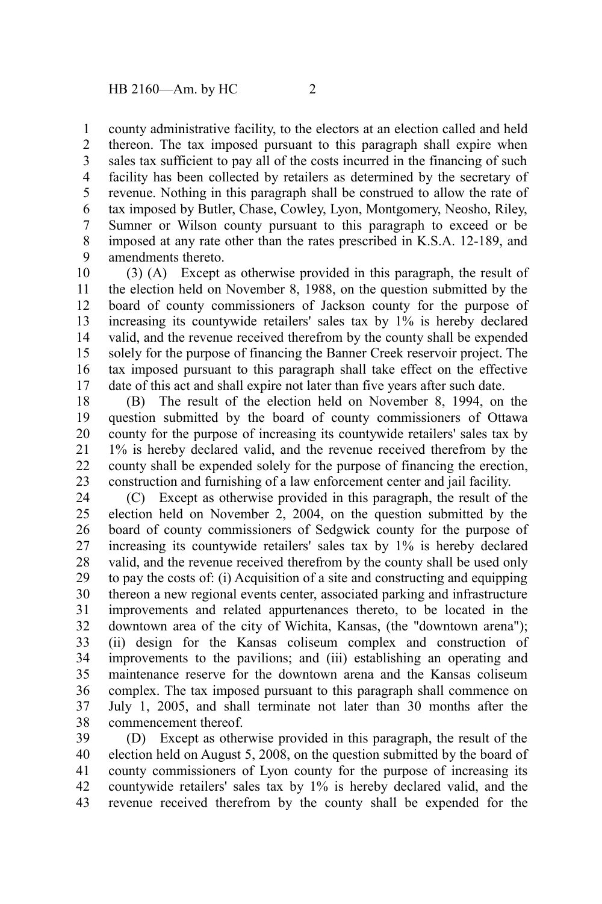county administrative facility, to the electors at an election called and held thereon. The tax imposed pursuant to this paragraph shall expire when sales tax sufficient to pay all of the costs incurred in the financing of such facility has been collected by retailers as determined by the secretary of revenue. Nothing in this paragraph shall be construed to allow the rate of tax imposed by Butler, Chase, Cowley, Lyon, Montgomery, Neosho, Riley, Sumner or Wilson county pursuant to this paragraph to exceed or be imposed at any rate other than the rates prescribed in K.S.A. 12-189, and amendments thereto.

(3) (A) Except as otherwise provided in this paragraph, the result of the election held on November 8, 1988, on the question submitted by the board of county commissioners of Jackson county for the purpose of increasing its countywide retailers' sales tax by 1% is hereby declared valid, and the revenue received therefrom by the county shall be expended solely for the purpose of financing the Banner Creek reservoir project. The tax imposed pursuant to this paragraph shall take effect on the effective date of this act and shall expire not later than five years after such date.

(B) The result of the election held on November 8, 1994, on the question submitted by the board of county commissioners of Ottawa county for the purpose of increasing its countywide retailers' sales tax by 1% is hereby declared valid, and the revenue received therefrom by the county shall be expended solely for the purpose of financing the erection, construction and furnishing of a law enforcement center and jail facility.

(C) Except as otherwise provided in this paragraph, the result of the election held on November 2, 2004, on the question submitted by the board of county commissioners of Sedgwick county for the purpose of increasing its countywide retailers' sales tax by 1% is hereby declared valid, and the revenue received therefrom by the county shall be used only to pay the costs of: (i) Acquisition of a site and constructing and equipping thereon a new regional events center, associated parking and infrastructure improvements and related appurtenances thereto, to be located in the downtown area of the city of Wichita, Kansas, (the "downtown arena"); (ii) design for the Kansas coliseum complex and construction of improvements to the pavilions; and (iii) establishing an operating and maintenance reserve for the downtown arena and the Kansas coliseum complex. The tax imposed pursuant to this paragraph shall commence on July 1, 2005, and shall terminate not later than 30 months after the commencement thereof.

(D) Except as otherwise provided in this paragraph, the result of the election held on August 5, 2008, on the question submitted by the board of county commissioners of Lyon county for the purpose of increasing its countywide retailers' sales tax by 1% is hereby declared valid, and the revenue received therefrom by the county shall be expended for the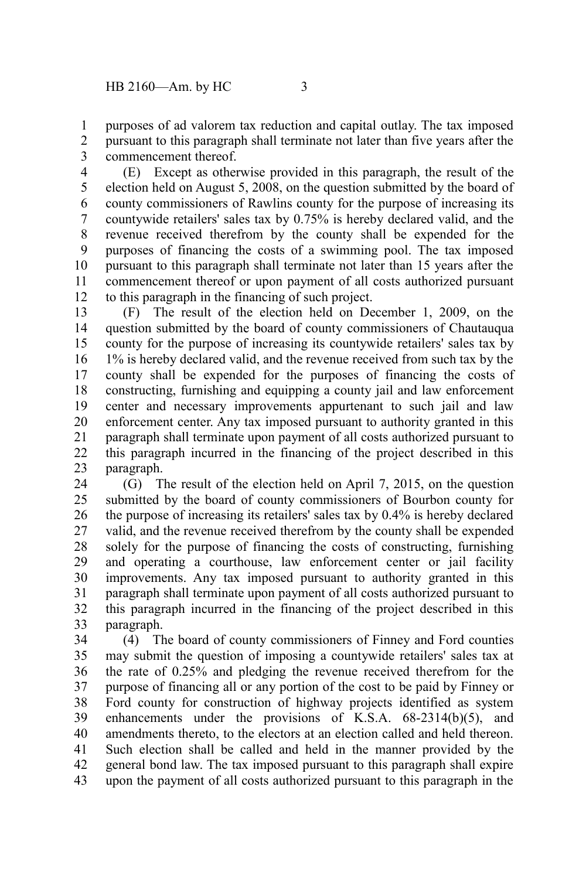purposes of ad valorem tax reduction and capital outlay. The tax imposed pursuant to this paragraph shall terminate not later than five years after the commencement thereof.

(E) Except as otherwise provided in this paragraph, the result of the election held on August 5, 2008, on the question submitted by the board of county commissioners of Rawlins county for the purpose of increasing its countywide retailers' sales tax by 0.75% is hereby declared valid, and the revenue received therefrom by the county shall be expended for the purposes of financing the costs of a swimming pool. The tax imposed pursuant to this paragraph shall terminate not later than 15 years after the commencement thereof or upon payment of all costs authorized pursuant to this paragraph in the financing of such project.

(F) The result of the election held on December 1, 2009, on the question submitted by the board of county commissioners of Chautauqua county for the purpose of increasing its countywide retailers' sales tax by 1% is hereby declared valid, and the revenue received from such tax by the county shall be expended for the purposes of financing the costs of constructing, furnishing and equipping a county jail and law enforcement center and necessary improvements appurtenant to such jail and law enforcement center. Any tax imposed pursuant to authority granted in this paragraph shall terminate upon payment of all costs authorized pursuant to this paragraph incurred in the financing of the project described in this paragraph.

(G) The result of the election held on April 7, 2015, on the question submitted by the board of county commissioners of Bourbon county for the purpose of increasing its retailers' sales tax by 0.4% is hereby declared valid, and the revenue received therefrom by the county shall be expended solely for the purpose of financing the costs of constructing, furnishing and operating a courthouse, law enforcement center or jail facility improvements. Any tax imposed pursuant to authority granted in this paragraph shall terminate upon payment of all costs authorized pursuant to this paragraph incurred in the financing of the project described in this paragraph.

(4) The board of county commissioners of Finney and Ford counties may submit the question of imposing a countywide retailers' sales tax at the rate of 0.25% and pledging the revenue received therefrom for the purpose of financing all or any portion of the cost to be paid by Finney or Ford county for construction of highway projects identified as system enhancements under the provisions of K.S.A. 68-2314(b)(5), and amendments thereto, to the electors at an election called and held thereon. Such election shall be called and held in the manner provided by the general bond law. The tax imposed pursuant to this paragraph shall expire upon the payment of all costs authorized pursuant to this paragraph in the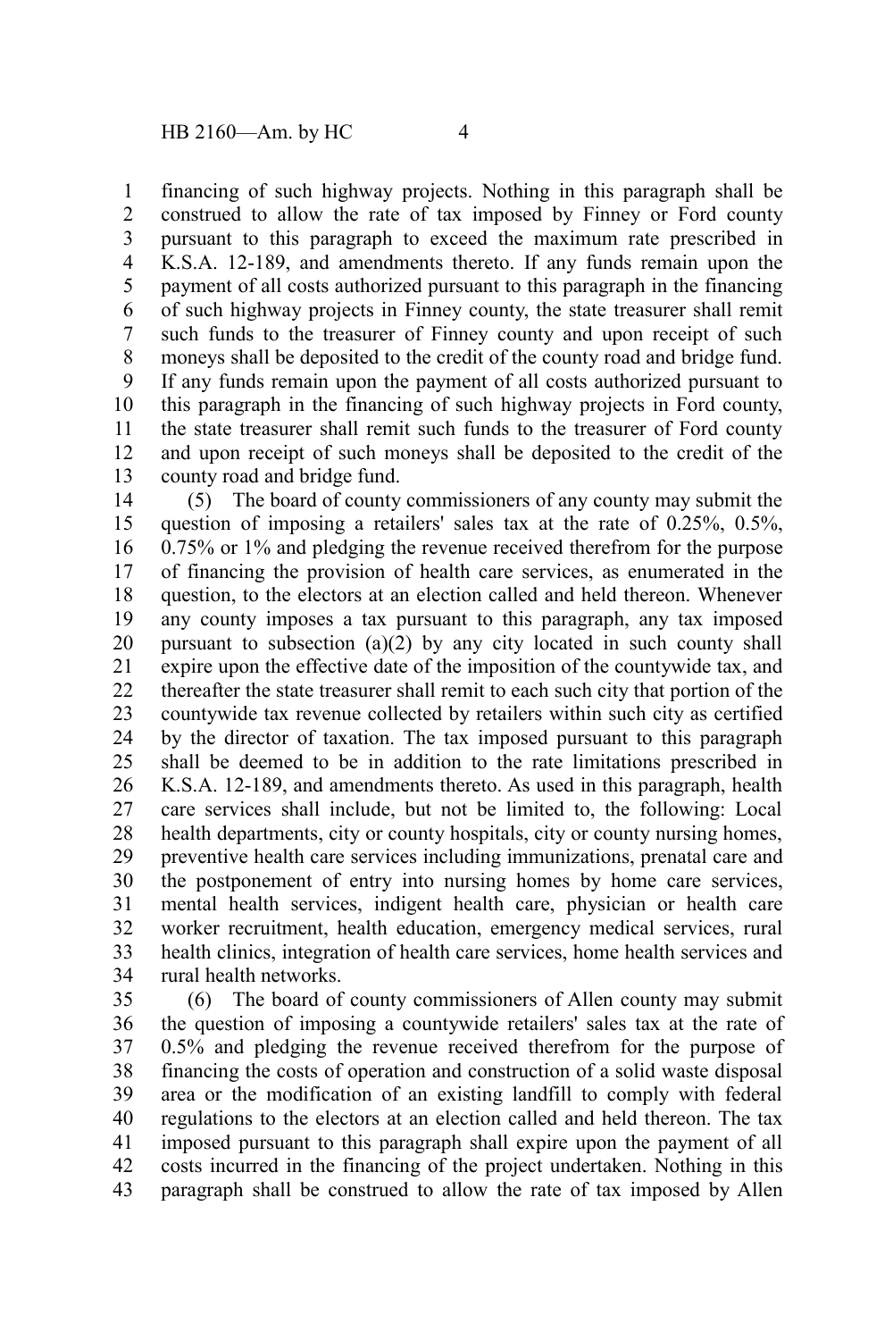financing of such highway projects. Nothing in this paragraph shall be construed to allow the rate of tax imposed by Finney or Ford county pursuant to this paragraph to exceed the maximum rate prescribed in K.S.A. 12-189, and amendments thereto. If any funds remain upon the payment of all costs authorized pursuant to this paragraph in the financing of such highway projects in Finney county, the state treasurer shall remit such funds to the treasurer of Finney county and upon receipt of such moneys shall be deposited to the credit of the county road and bridge fund. If any funds remain upon the payment of all costs authorized pursuant to this paragraph in the financing of such highway projects in Ford county, the state treasurer shall remit such funds to the treasurer of Ford county and upon receipt of such moneys shall be deposited to the credit of the county road and bridge fund.

(5) The board of county commissioners of any county may submit the question of imposing a retailers' sales tax at the rate of 0.25%, 0.5%, 0.75% or 1% and pledging the revenue received therefrom for the purpose of financing the provision of health care services, as enumerated in the question, to the electors at an election called and held thereon. Whenever any county imposes a tax pursuant to this paragraph, any tax imposed pursuant to subsection (a)(2) by any city located in such county shall expire upon the effective date of the imposition of the countywide tax, and thereafter the state treasurer shall remit to each such city that portion of the countywide tax revenue collected by retailers within such city as certified by the director of taxation. The tax imposed pursuant to this paragraph shall be deemed to be in addition to the rate limitations prescribed in K.S.A. 12-189, and amendments thereto. As used in this paragraph, health care services shall include, but not be limited to, the following: Local health departments, city or county hospitals, city or county nursing homes, preventive health care services including immunizations, prenatal care and the postponement of entry into nursing homes by home care services, mental health services, indigent health care, physician or health care worker recruitment, health education, emergency medical services, rural health clinics, integration of health care services, home health services and rural health networks.

(6) The board of county commissioners of Allen county may submit the question of imposing a countywide retailers' sales tax at the rate of 0.5% and pledging the revenue received therefrom for the purpose of financing the costs of operation and construction of a solid waste disposal area or the modification of an existing landfill to comply with federal regulations to the electors at an election called and held thereon. The tax imposed pursuant to this paragraph shall expire upon the payment of all costs incurred in the financing of the project undertaken. Nothing in this paragraph shall be construed to allow the rate of tax imposed by Allen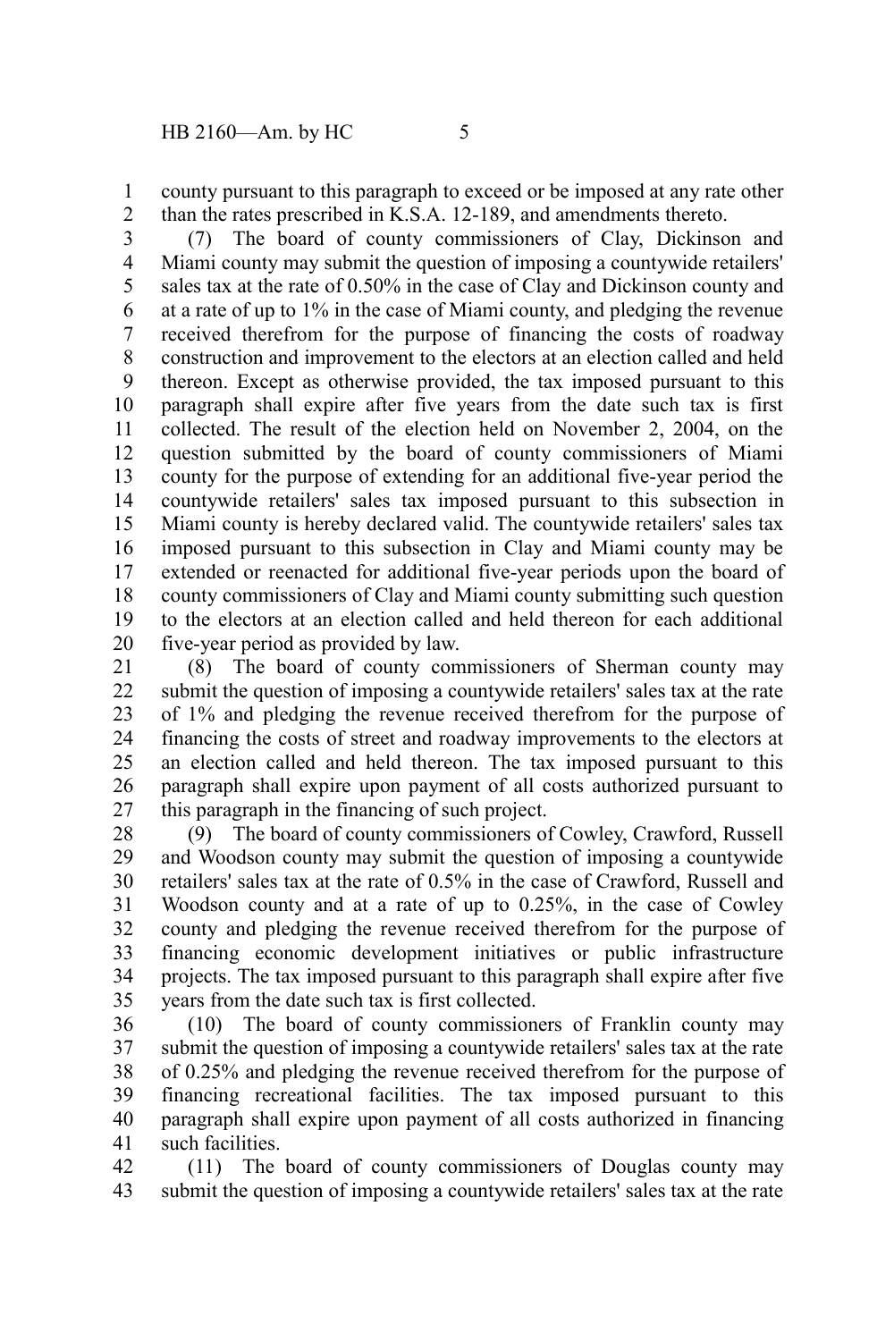county pursuant to this paragraph to exceed or be imposed at any rate other than the rates prescribed in K.S.A. 12-189, and amendments thereto.

(7) The board of county commissioners of Clay, Dickinson and Miami county may submit the question of imposing a countywide retailers' sales tax at the rate of 0.50% in the case of Clay and Dickinson county and at a rate of up to 1% in the case of Miami county, and pledging the revenue received therefrom for the purpose of financing the costs of roadway construction and improvement to the electors at an election called and held thereon. Except as otherwise provided, the tax imposed pursuant to this paragraph shall expire after five years from the date such tax is first collected. The result of the election held on November 2, 2004, on the question submitted by the board of county commissioners of Miami county for the purpose of extending for an additional five-year period the countywide retailers' sales tax imposed pursuant to this subsection in Miami county is hereby declared valid. The countywide retailers' sales tax imposed pursuant to this subsection in Clay and Miami county may be extended or reenacted for additional five-year periods upon the board of county commissioners of Clay and Miami county submitting such question to the electors at an election called and held thereon for each additional five-year period as provided by law.

(8) The board of county commissioners of Sherman county may submit the question of imposing a countywide retailers' sales tax at the rate of 1% and pledging the revenue received therefrom for the purpose of financing the costs of street and roadway improvements to the electors at an election called and held thereon. The tax imposed pursuant to this paragraph shall expire upon payment of all costs authorized pursuant to this paragraph in the financing of such project.

(9) The board of county commissioners of Cowley, Crawford, Russell and Woodson county may submit the question of imposing a countywide retailers' sales tax at the rate of 0.5% in the case of Crawford, Russell and Woodson county and at a rate of up to 0.25%, in the case of Cowley county and pledging the revenue received therefrom for the purpose of financing economic development initiatives or public infrastructure projects. The tax imposed pursuant to this paragraph shall expire after five years from the date such tax is first collected.

(10) The board of county commissioners of Franklin county may submit the question of imposing a countywide retailers' sales tax at the rate of 0.25% and pledging the revenue received therefrom for the purpose of financing recreational facilities. The tax imposed pursuant to this paragraph shall expire upon payment of all costs authorized in financing such facilities.

(11) The board of county commissioners of Douglas county may submit the question of imposing a countywide retailers' sales tax at the rate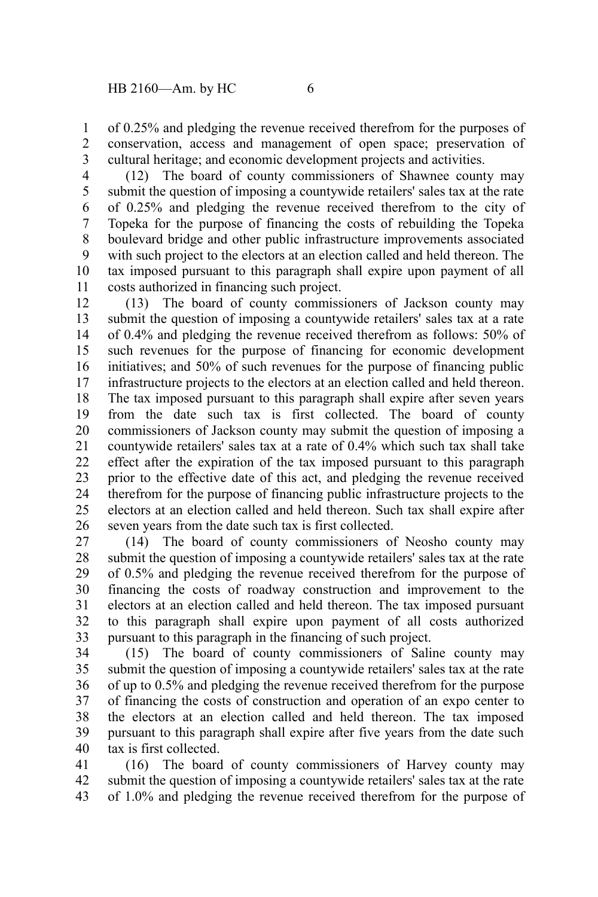of 0.25% and pledging the revenue received therefrom for the purposes of conservation, access and management of open space; preservation of cultural heritage; and economic development projects and activities.

(12) The board of county commissioners of Shawnee county may submit the question of imposing a countywide retailers' sales tax at the rate of 0.25% and pledging the revenue received therefrom to the city of Topeka for the purpose of financing the costs of rebuilding the Topeka boulevard bridge and other public infrastructure improvements associated with such project to the electors at an election called and held thereon. The tax imposed pursuant to this paragraph shall expire upon payment of all costs authorized in financing such project.

(13) The board of county commissioners of Jackson county may submit the question of imposing a countywide retailers' sales tax at a rate of 0.4% and pledging the revenue received therefrom as follows: 50% of such revenues for the purpose of financing for economic development initiatives; and 50% of such revenues for the purpose of financing public infrastructure projects to the electors at an election called and held thereon. The tax imposed pursuant to this paragraph shall expire after seven years from the date such tax is first collected. The board of county commissioners of Jackson county may submit the question of imposing a countywide retailers' sales tax at a rate of 0.4% which such tax shall take effect after the expiration of the tax imposed pursuant to this paragraph prior to the effective date of this act, and pledging the revenue received therefrom for the purpose of financing public infrastructure projects to the electors at an election called and held thereon. Such tax shall expire after seven years from the date such tax is first collected.

(14) The board of county commissioners of Neosho county may submit the question of imposing a countywide retailers' sales tax at the rate of 0.5% and pledging the revenue received therefrom for the purpose of financing the costs of roadway construction and improvement to the electors at an election called and held thereon. The tax imposed pursuant to this paragraph shall expire upon payment of all costs authorized pursuant to this paragraph in the financing of such project.

(15) The board of county commissioners of Saline county may submit the question of imposing a countywide retailers' sales tax at the rate of up to 0.5% and pledging the revenue received therefrom for the purpose of financing the costs of construction and operation of an expo center to the electors at an election called and held thereon. The tax imposed pursuant to this paragraph shall expire after five years from the date such tax is first collected.

(16) The board of county commissioners of Harvey county may submit the question of imposing a countywide retailers' sales tax at the rate of 1.0% and pledging the revenue received therefrom for the purpose of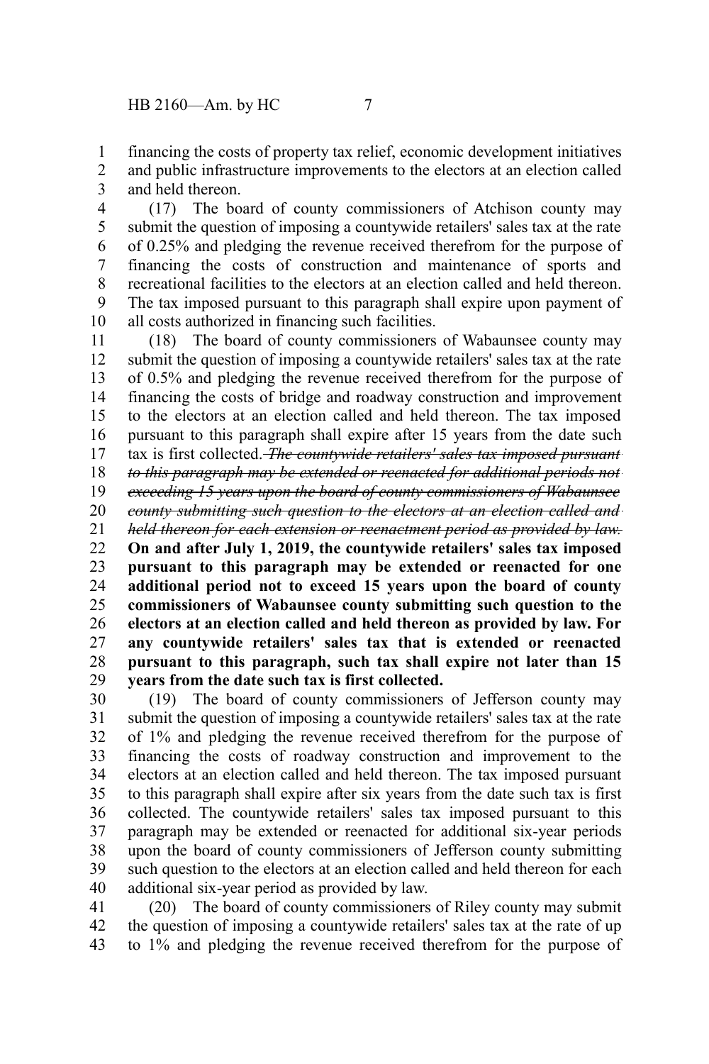financing the costs of property tax relief, economic development initiatives and public infrastructure improvements to the electors at an election called and held thereon.

(17) The board of county commissioners of Atchison county may submit the question of imposing a countywide retailers' sales tax at the rate of 0.25% and pledging the revenue received therefrom for the purpose of financing the costs of construction and maintenance of sports and recreational facilities to the electors at an election called and held thereon. The tax imposed pursuant to this paragraph shall expire upon payment of all costs authorized in financing such facilities.

(18) The board of county commissioners of Wabaunsee county may submit the question of imposing a countywide retailers' sales tax at the rate of 0.5% and pledging the revenue received therefrom for the purpose of financing the costs of bridge and roadway construction and improvement to the electors at an election called and held thereon. The tax imposed pursuant to this paragraph shall expire after 15 years from the date such tax is first collected. ~~*The countywide retailers' sales tax imposed pursuant to this paragraph may be extended or reenacted for additional periods not exceeding 15 years upon the board of county commissioners of Wabaunsee county submitting such question to the electors at an election called and held thereon for each extension or reenactment period as provided by law.*~~ **On and after July 1, 2019, the countywide retailers' sales tax imposed pursuant to this paragraph may be extended or reenacted for one additional period not to exceed 15 years upon the board of county commissioners of Wabaunsee county submitting such question to the electors at an election called and held thereon as provided by law. For any countywide retailers' sales tax that is extended or reenacted pursuant to this paragraph, such tax shall expire not later than 15 years from the date such tax is first collected.**

(19) The board of county commissioners of Jefferson county may submit the question of imposing a countywide retailers' sales tax at the rate of 1% and pledging the revenue received therefrom for the purpose of financing the costs of roadway construction and improvement to the electors at an election called and held thereon. The tax imposed pursuant to this paragraph shall expire after six years from the date such tax is first collected. The countywide retailers' sales tax imposed pursuant to this paragraph may be extended or reenacted for additional six-year periods upon the board of county commissioners of Jefferson county submitting such question to the electors at an election called and held thereon for each additional six-year period as provided by law.

(20) The board of county commissioners of Riley county may submit the question of imposing a countywide retailers' sales tax at the rate of up to 1% and pledging the revenue received therefrom for the purpose of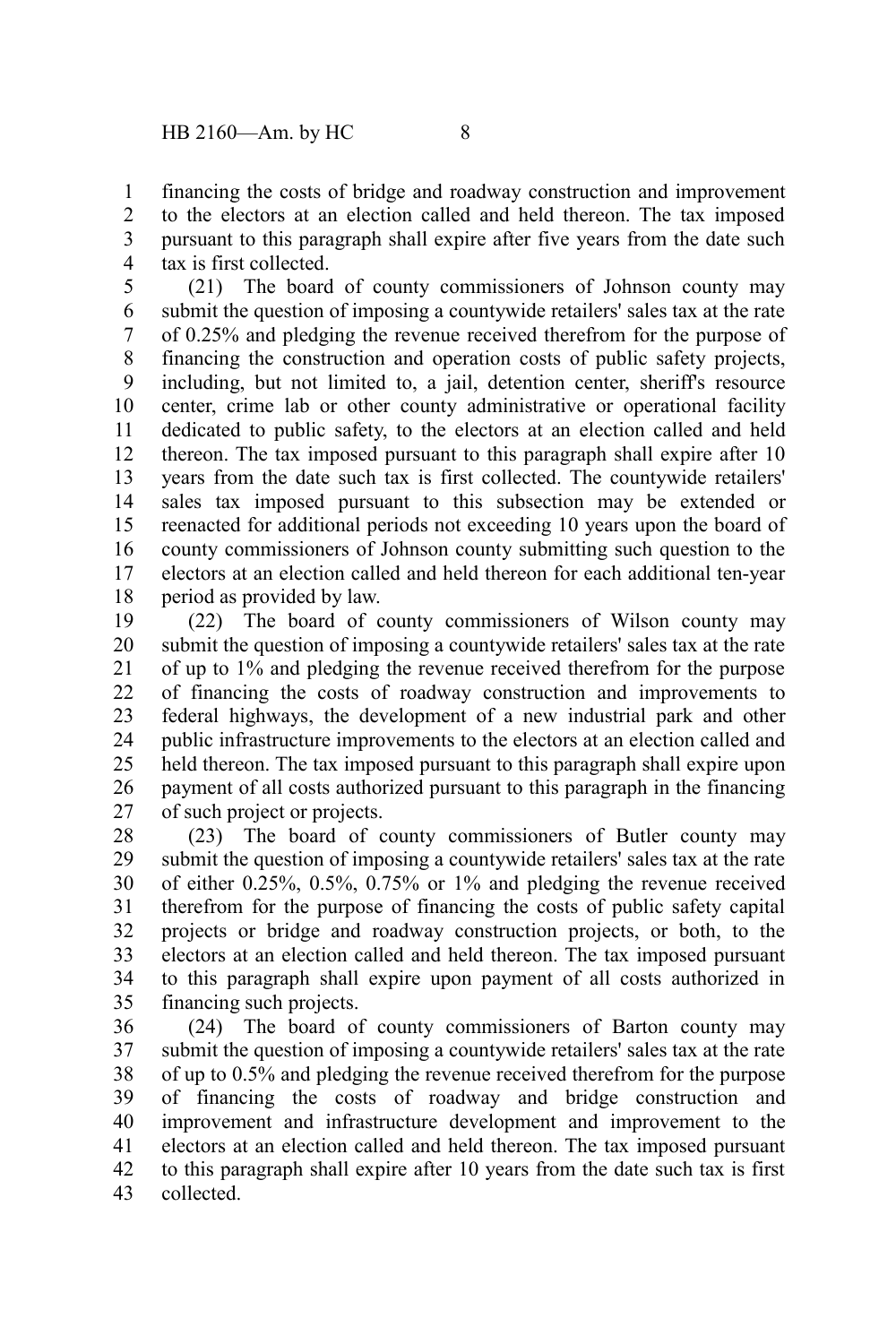financing the costs of bridge and roadway construction and improvement to the electors at an election called and held thereon. The tax imposed pursuant to this paragraph shall expire after five years from the date such tax is first collected.

(21) The board of county commissioners of Johnson county may submit the question of imposing a countywide retailers' sales tax at the rate of 0.25% and pledging the revenue received therefrom for the purpose of financing the construction and operation costs of public safety projects, including, but not limited to, a jail, detention center, sheriff's resource center, crime lab or other county administrative or operational facility dedicated to public safety, to the electors at an election called and held thereon. The tax imposed pursuant to this paragraph shall expire after 10 years from the date such tax is first collected. The countywide retailers' sales tax imposed pursuant to this subsection may be extended or reenacted for additional periods not exceeding 10 years upon the board of county commissioners of Johnson county submitting such question to the electors at an election called and held thereon for each additional ten-year period as provided by law.

(22) The board of county commissioners of Wilson county may submit the question of imposing a countywide retailers' sales tax at the rate of up to 1% and pledging the revenue received therefrom for the purpose of financing the costs of roadway construction and improvements to federal highways, the development of a new industrial park and other public infrastructure improvements to the electors at an election called and held thereon. The tax imposed pursuant to this paragraph shall expire upon payment of all costs authorized pursuant to this paragraph in the financing of such project or projects.

(23) The board of county commissioners of Butler county may submit the question of imposing a countywide retailers' sales tax at the rate of either 0.25%, 0.5%, 0.75% or 1% and pledging the revenue received therefrom for the purpose of financing the costs of public safety capital projects or bridge and roadway construction projects, or both, to the electors at an election called and held thereon. The tax imposed pursuant to this paragraph shall expire upon payment of all costs authorized in financing such projects.

(24) The board of county commissioners of Barton county may submit the question of imposing a countywide retailers' sales tax at the rate of up to 0.5% and pledging the revenue received therefrom for the purpose of financing the costs of roadway and bridge construction and improvement and infrastructure development and improvement to the electors at an election called and held thereon. The tax imposed pursuant to this paragraph shall expire after 10 years from the date such tax is first collected.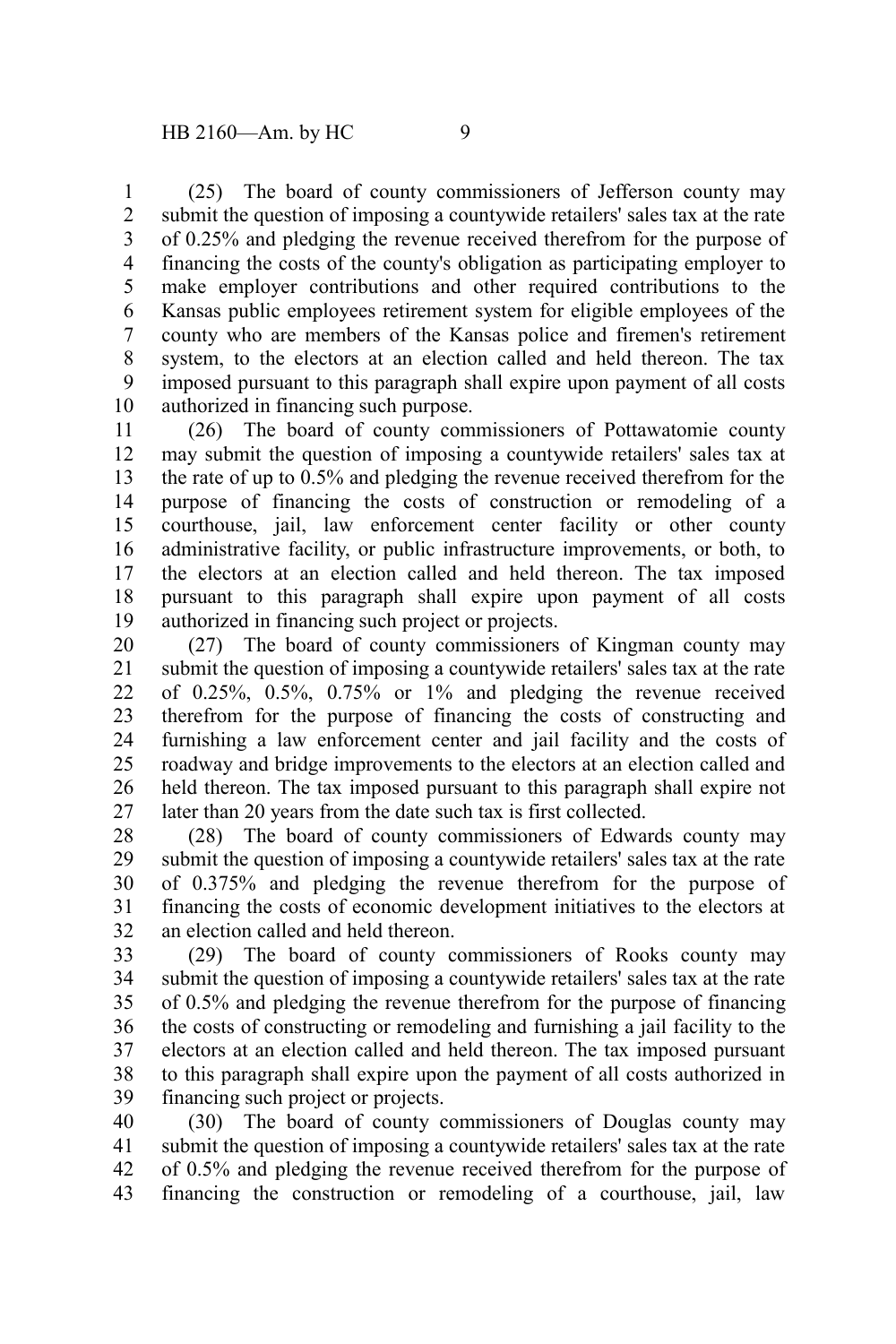(25) The board of county commissioners of Jefferson county may submit the question of imposing a countywide retailers' sales tax at the rate of 0.25% and pledging the revenue received therefrom for the purpose of financing the costs of the county's obligation as participating employer to make employer contributions and other required contributions to the Kansas public employees retirement system for eligible employees of the county who are members of the Kansas police and firemen's retirement system, to the electors at an election called and held thereon. The tax imposed pursuant to this paragraph shall expire upon payment of all costs authorized in financing such purpose.

(26) The board of county commissioners of Pottawatomie county may submit the question of imposing a countywide retailers' sales tax at the rate of up to 0.5% and pledging the revenue received therefrom for the purpose of financing the costs of construction or remodeling of a courthouse, jail, law enforcement center facility or other county administrative facility, or public infrastructure improvements, or both, to the electors at an election called and held thereon. The tax imposed pursuant to this paragraph shall expire upon payment of all costs authorized in financing such project or projects.

(27) The board of county commissioners of Kingman county may submit the question of imposing a countywide retailers' sales tax at the rate of 0.25%, 0.5%, 0.75% or 1% and pledging the revenue received therefrom for the purpose of financing the costs of constructing and furnishing a law enforcement center and jail facility and the costs of roadway and bridge improvements to the electors at an election called and held thereon. The tax imposed pursuant to this paragraph shall expire not later than 20 years from the date such tax is first collected.

(28) The board of county commissioners of Edwards county may submit the question of imposing a countywide retailers' sales tax at the rate of 0.375% and pledging the revenue therefrom for the purpose of financing the costs of economic development initiatives to the electors at an election called and held thereon.

(29) The board of county commissioners of Rooks county may submit the question of imposing a countywide retailers' sales tax at the rate of 0.5% and pledging the revenue therefrom for the purpose of financing the costs of constructing or remodeling and furnishing a jail facility to the electors at an election called and held thereon. The tax imposed pursuant to this paragraph shall expire upon the payment of all costs authorized in financing such project or projects.

(30) The board of county commissioners of Douglas county may submit the question of imposing a countywide retailers' sales tax at the rate of 0.5% and pledging the revenue received therefrom for the purpose of financing the construction or remodeling of a courthouse, jail, law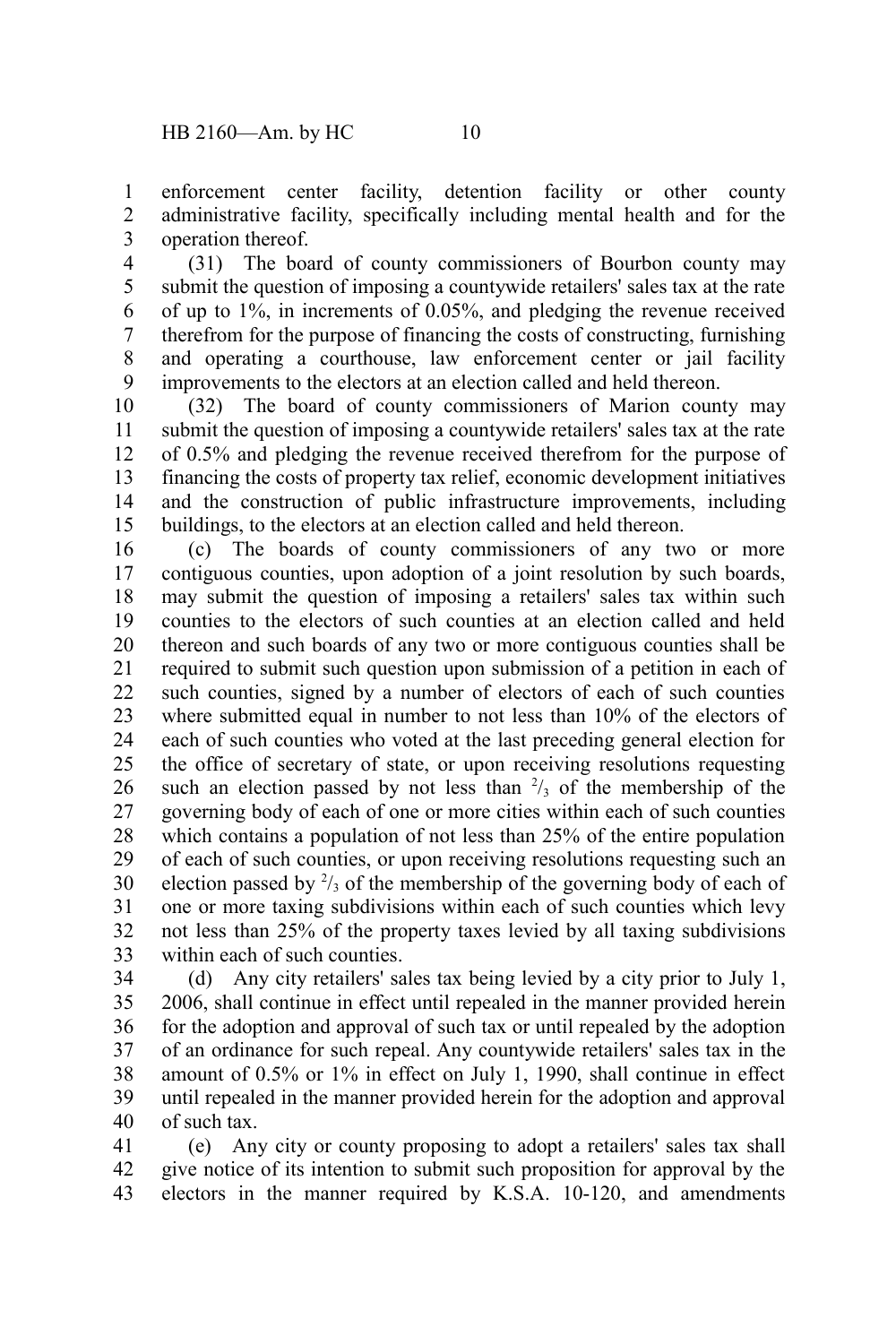enforcement center facility, detention facility or other county administrative facility, specifically including mental health and for the operation thereof.

(31) The board of county commissioners of Bourbon county may submit the question of imposing a countywide retailers' sales tax at the rate of up to 1%, in increments of 0.05%, and pledging the revenue received therefrom for the purpose of financing the costs of constructing, furnishing and operating a courthouse, law enforcement center or jail facility improvements to the electors at an election called and held thereon.

(32) The board of county commissioners of Marion county may submit the question of imposing a countywide retailers' sales tax at the rate of 0.5% and pledging the revenue received therefrom for the purpose of financing the costs of property tax relief, economic development initiatives and the construction of public infrastructure improvements, including buildings, to the electors at an election called and held thereon.

(c) The boards of county commissioners of any two or more contiguous counties, upon adoption of a joint resolution by such boards, may submit the question of imposing a retailers' sales tax within such counties to the electors of such counties at an election called and held thereon and such boards of any two or more contiguous counties shall be required to submit such question upon submission of a petition in each of such counties, signed by a number of electors of each of such counties where submitted equal in number to not less than 10% of the electors of each of such counties who voted at the last preceding general election for the office of secretary of state, or upon receiving resolutions requesting such an election passed by not less than $^2/_3$ of the membership of the governing body of each of one or more cities within each of such counties which contains a population of not less than 25% of the entire population of each of such counties, or upon receiving resolutions requesting such an election passed by $^2/_3$ of the membership of the governing body of each of one or more taxing subdivisions within each of such counties which levy not less than 25% of the property taxes levied by all taxing subdivisions within each of such counties.

(d) Any city retailers' sales tax being levied by a city prior to July 1, 2006, shall continue in effect until repealed in the manner provided herein for the adoption and approval of such tax or until repealed by the adoption of an ordinance for such repeal. Any countywide retailers' sales tax in the amount of 0.5% or 1% in effect on July 1, 1990, shall continue in effect until repealed in the manner provided herein for the adoption and approval of such tax.

(e) Any city or county proposing to adopt a retailers' sales tax shall give notice of its intention to submit such proposition for approval by the electors in the manner required by K.S.A. 10-120, and amendments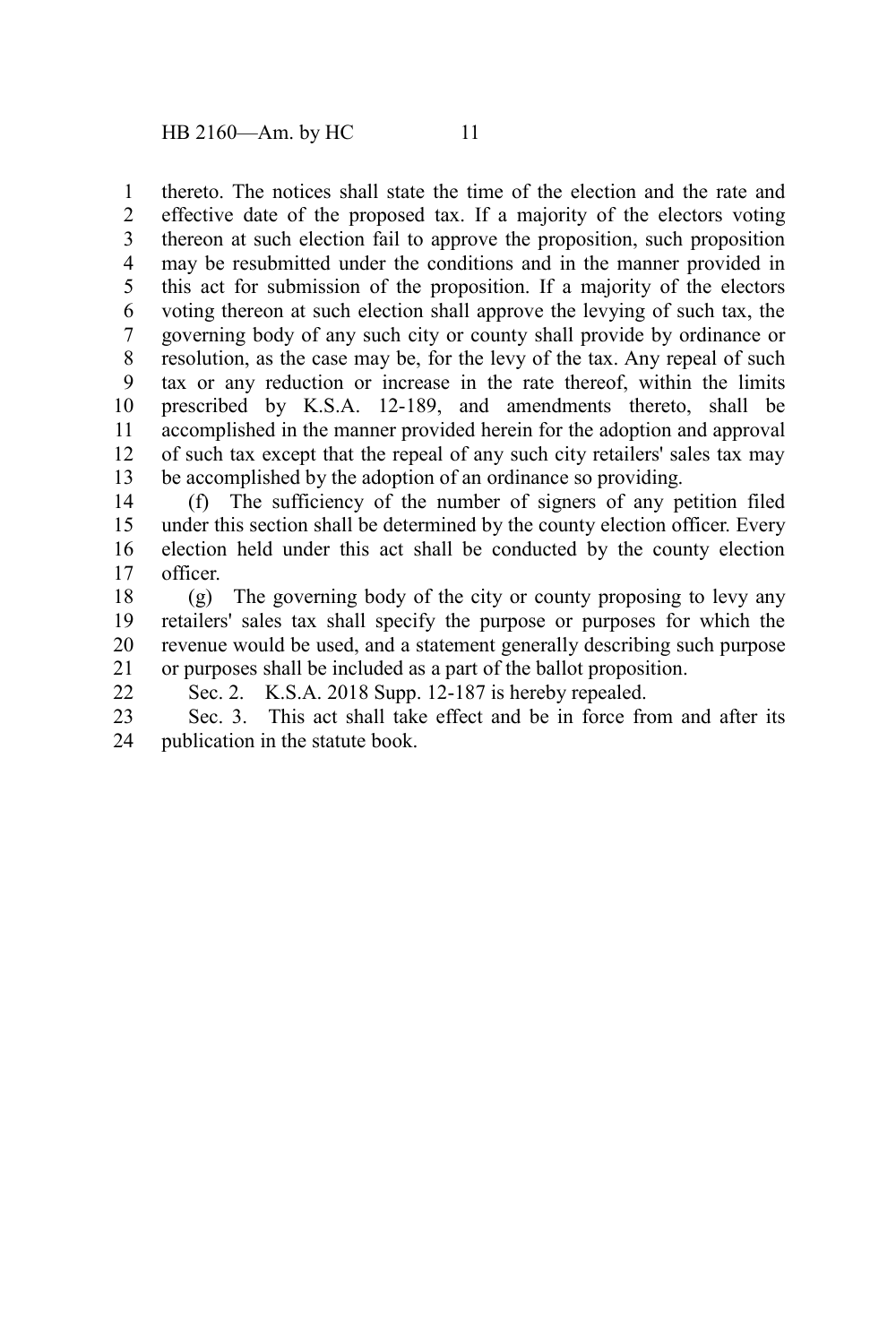thereto. The notices shall state the time of the election and the rate and effective date of the proposed tax. If a majority of the electors voting thereon at such election fail to approve the proposition, such proposition may be resubmitted under the conditions and in the manner provided in this act for submission of the proposition. If a majority of the electors voting thereon at such election shall approve the levying of such tax, the governing body of any such city or county shall provide by ordinance or resolution, as the case may be, for the levy of the tax. Any repeal of such tax or any reduction or increase in the rate thereof, within the limits prescribed by K.S.A. 12-189, and amendments thereto, shall be accomplished in the manner provided herein for the adoption and approval of such tax except that the repeal of any such city retailers' sales tax may be accomplished by the adoption of an ordinance so providing.

(f) The sufficiency of the number of signers of any petition filed under this section shall be determined by the county election officer. Every election held under this act shall be conducted by the county election officer.

(g) The governing body of the city or county proposing to levy any retailers' sales tax shall specify the purpose or purposes for which the revenue would be used, and a statement generally describing such purpose or purposes shall be included as a part of the ballot proposition.

Sec. 2. K.S.A. 2018 Supp. 12-187 is hereby repealed.

Sec. 3. This act shall take effect and be in force from and after its publication in the statute book.